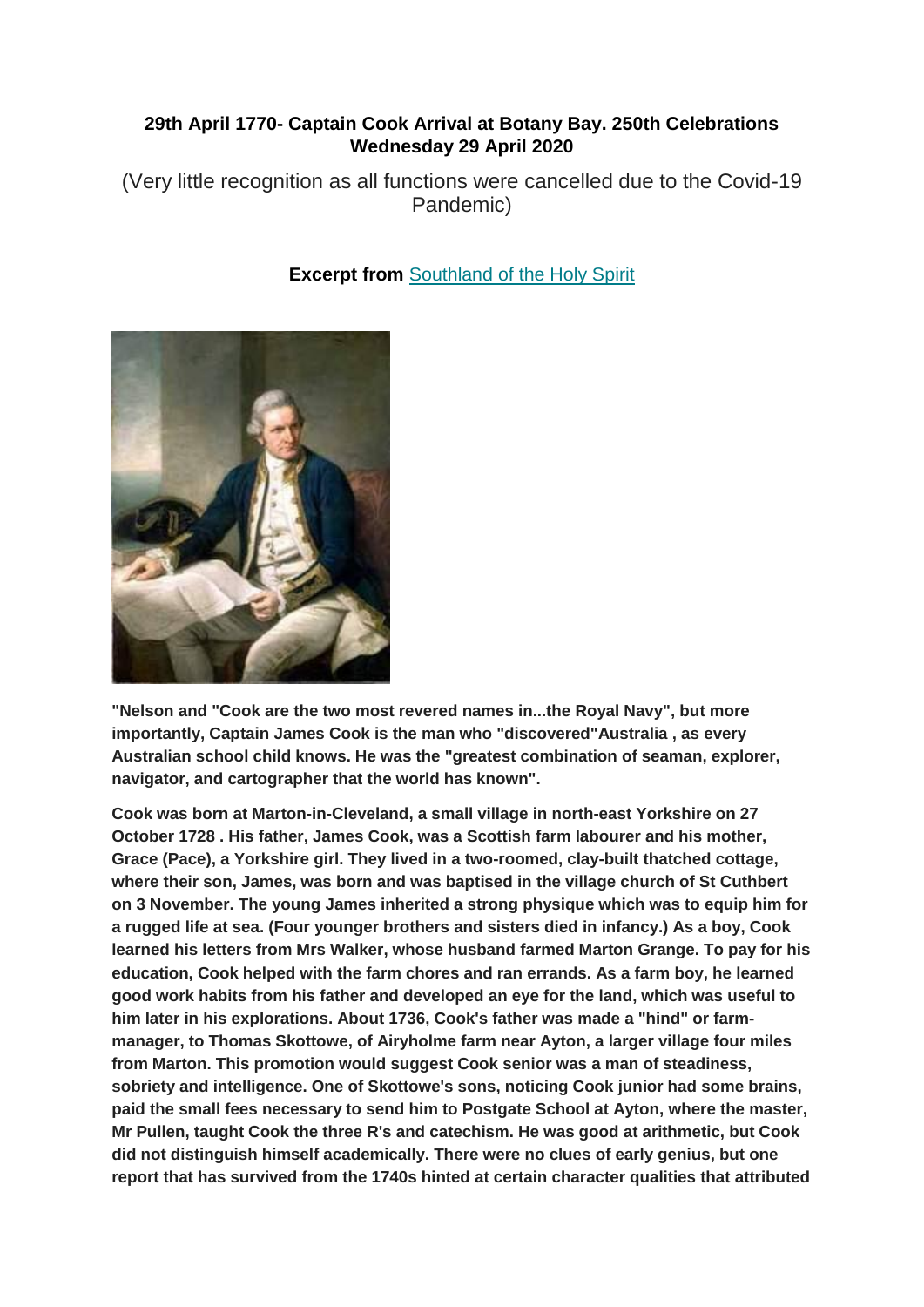**29th April 1770- Captain Cook Arrival at Botany Bay. 250th Celebrations Wednesday 29 April 2020**

(Very little recognition as all functions were cancelled due to the Covid-19 Pandemic)

**Excerpt from** Southland of the Holy Spirit

**"Nelson and "Cook are the two most revered names in...the Royal Navy", but more importantly, Captain James Cook is the man who "discovered"Australia , as every Australian school child knows. He was the "greatest combination of seaman, explorer, navigator, and cartographer that the world has known".**

**Cook was born at Marton-in-Cleveland, a small village in north-east Yorkshire on 27 October 1728 . His father, James Cook, was a Scottish farm labourer and his mother, Grace (Pace), a Yorkshire girl. They lived in a two-roomed, clay-built thatched cottage, where their son, James, was born and was baptised in the village church of St Cuthbert on 3 November. The young James inherited a strong physique which was to equip him for a rugged life at sea. (Four younger brothers and sisters died in infancy.) As a boy, Cook learned his letters from Mrs Walker, whose husband farmed Marton Grange. To pay for his education, Cook helped with the farm chores and ran errands. As a farm boy, he learned good work habits from his father and developed an eye for the land, which was useful to him later in his explorations. About 1736, Cook's father was made a "hind" or farm-manager, to Thomas Skottowe, of Airyholme farm near Ayton, a larger village four miles from Marton. This promotion would suggest Cook senior was a man of steadiness, sobriety and intelligence. One of Skottowe's sons, noticing Cook junior had some brains, paid the small fees necessary to send him to Postgate School at Ayton, where the master, Mr Pullen, taught Cook the three R's and catechism. He was good at arithmetic, but Cook did not distinguish himself academically. There were no clues of early genius, but one report that has survived from the 1740s hinted at certain character qualities that attributed**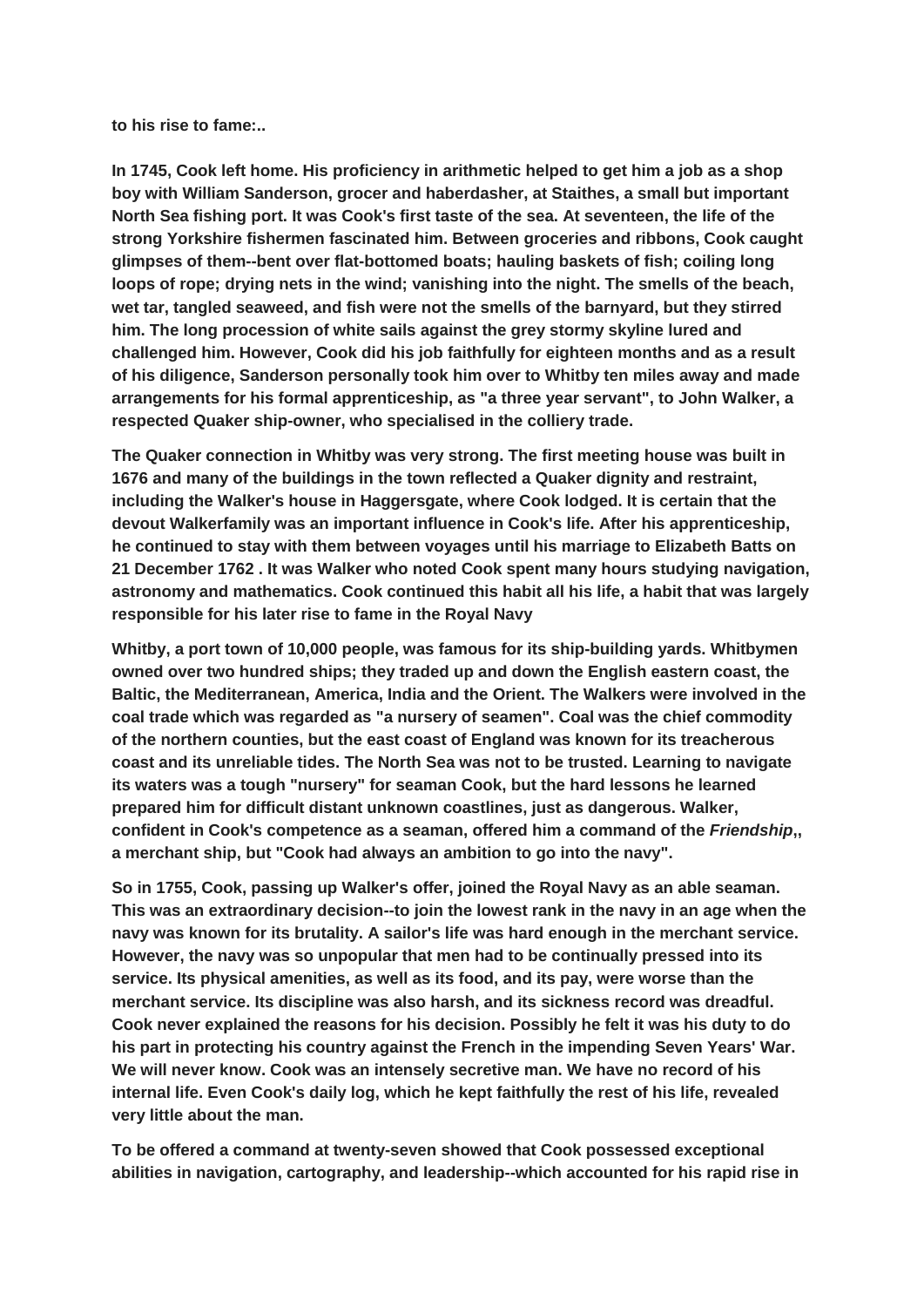to his rise to fame:..

In 1745, Cook left home. His proficiency in arithmetic helped to get him a job as a shop boy with William Sanderson, grocer and haberdasher, at Staithes, a small but important North Sea fishing port. It was Cook's first taste of the sea. At seventeen, the life of the strong Yorkshire fishermen fascinated him. Between groceries and ribbons, Cook caught glimpses of them--bent over flat-bottomed boats; hauling baskets of fish; coiling long loops of rope; drying nets in the wind; vanishing into the night. The smells of the beach, wet tar, tangled seaweed, and fish were not the smells of the barnyard, but they stirred him. The long procession of white sails against the grey stormy skyline lured and challenged him. However, Cook did his job faithfully for eighteen months and as a result of his diligence, Sanderson personally took him over to Whitby ten miles away and made arrangements for his formal apprenticeship, as "a three year servant", to John Walker, a respected Quaker ship-owner, who specialised in the colliery trade.

The Quaker connection in Whitby was very strong. The first meeting house was built in 1676 and many of the buildings in the town reflected a Quaker dignity and restraint, including the Walker's house in Haggersgate, where Cook lodged. It is certain that the devout Walkerfamily was an important influence in Cook's life. After his apprenticeship, he continued to stay with them between voyages until his marriage to Elizabeth Batts on 21 December 1762 . It was Walker who noted Cook spent many hours studying navigation, astronomy and mathematics. Cook continued this habit all his life, a habit that was largely responsible for his later rise to fame in the Royal Navy

Whitby, a port town of 10,000 people, was famous for its ship-building yards. Whitbymen owned over two hundred ships; they traded up and down the English eastern coast, the Baltic, the Mediterranean, America, India and the Orient. The Walkers were involved in the coal trade which was regarded as "a nursery of seamen". Coal was the chief commodity of the northern counties, but the east coast of England was known for its treacherous coast and its unreliable tides. The North Sea was not to be trusted. Learning to navigate its waters was a tough "nursery" for seaman Cook, but the hard lessons he learned prepared him for difficult distant unknown coastlines, just as dangerous. Walker, confident in Cook's competence as a seaman, offered him a command of the *Friendship*,, a merchant ship, but "Cook had always an ambition to go into the navy".

So in 1755, Cook, passing up Walker's offer, joined the Royal Navy as an able seaman. This was an extraordinary decision--to join the lowest rank in the navy in an age when the navy was known for its brutality. A sailor's life was hard enough in the merchant service. However, the navy was so unpopular that men had to be continually pressed into its service. Its physical amenities, as well as its food, and its pay, were worse than the merchant service. Its discipline was also harsh, and its sickness record was dreadful. Cook never explained the reasons for his decision. Possibly he felt it was his duty to do his part in protecting his country against the French in the impending Seven Years' War. We will never know. Cook was an intensely secretive man. We have no record of his internal life. Even Cook's daily log, which he kept faithfully the rest of his life, revealed very little about the man.

To be offered a command at twenty-seven showed that Cook possessed exceptional abilities in navigation, cartography, and leadership--which accounted for his rapid rise in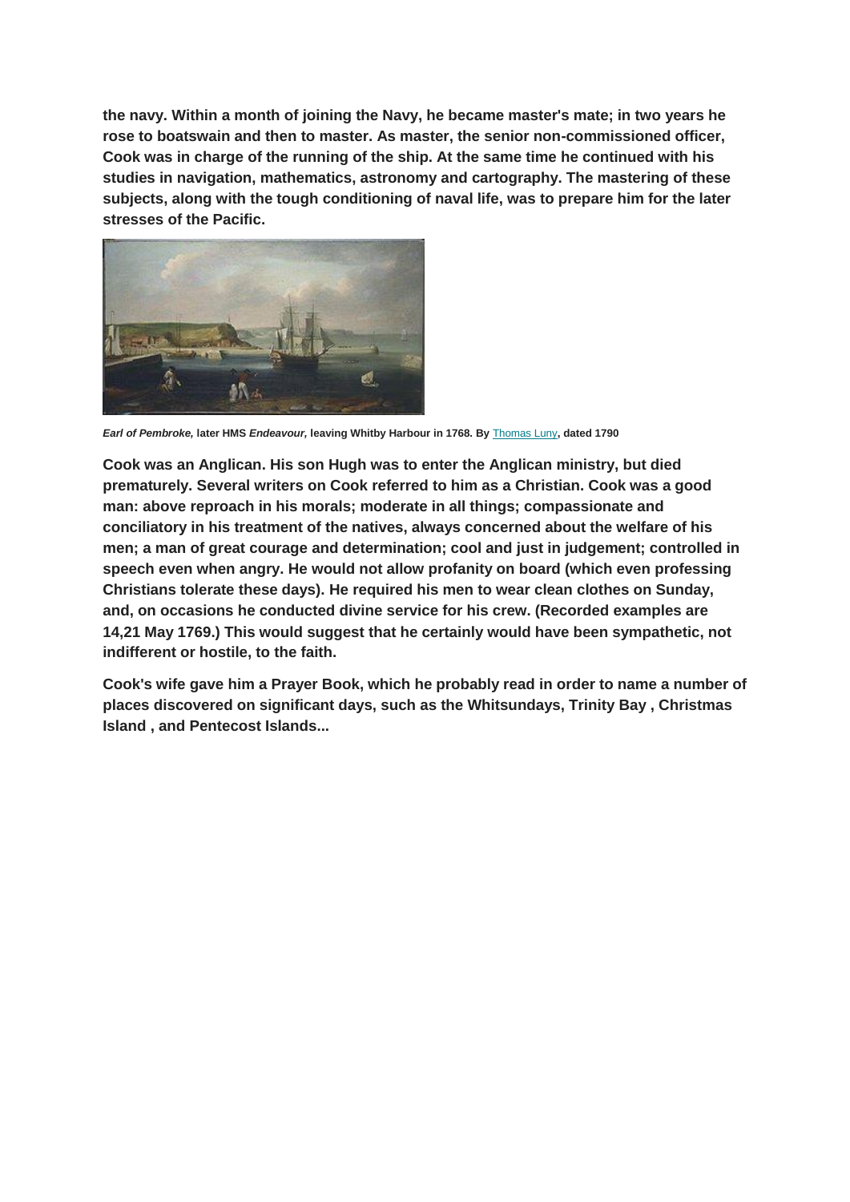**the navy. Within a month of joining the Navy, he became master's mate; in two years he rose to boatswain and then to master. As master, the senior non-commissioned officer, Cook was in charge of the running of the ship. At the same time he continued with his studies in navigation, mathematics, astronomy and cartography. The mastering of these subjects, along with the tough conditioning of naval life, was to prepare him for the later stresses of the Pacific.**

***Earl of Pembroke,* later HMS *Endeavour,* leaving Whitby Harbour in 1768. By Thomas Luny, dated 1790**

**Cook was an Anglican. His son Hugh was to enter the Anglican ministry, but died prematurely. Several writers on Cook referred to him as a Christian. Cook was a good man: above reproach in his morals; moderate in all things; compassionate and conciliatory in his treatment of the natives, always concerned about the welfare of his men; a man of great courage and determination; cool and just in judgement; controlled in speech even when angry. He would not allow profanity on board (which even professing Christians tolerate these days). He required his men to wear clean clothes on Sunday, and, on occasions he conducted divine service for his crew. (Recorded examples are 14,21 May 1769.) This would suggest that he certainly would have been sympathetic, not indifferent or hostile, to the faith.**

**Cook's wife gave him a Prayer Book, which he probably read in order to name a number of places discovered on significant days, such as the Whitsundays, Trinity Bay , Christmas Island , and Pentecost Islands...**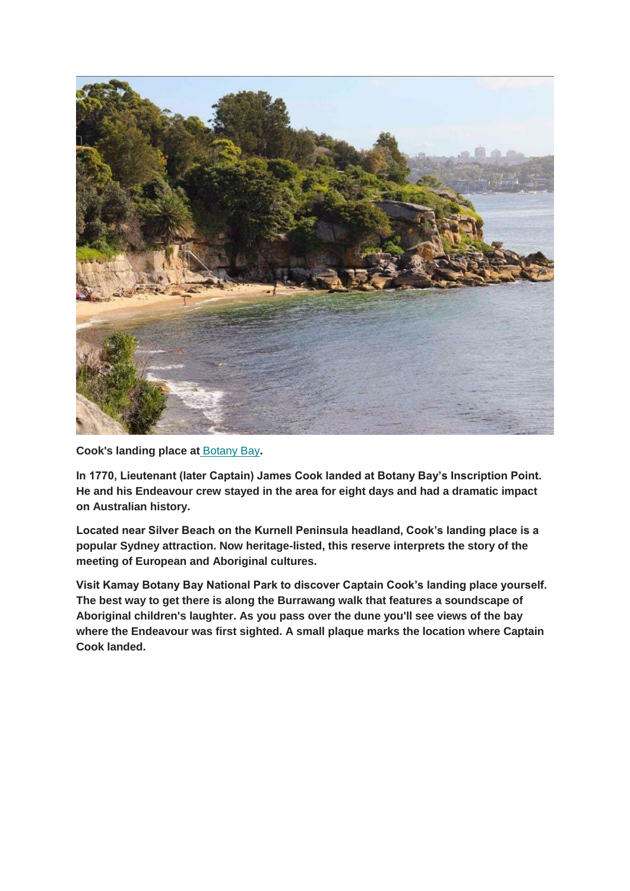**Cook's landing place at Botany Bay.**

**In 1770, Lieutenant (later Captain) James Cook landed at Botany Bay's Inscription Point. He and his Endeavour crew stayed in the area for eight days and had a dramatic impact on Australian history.**

**Located near Silver Beach on the Kurnell Peninsula headland, Cook's landing place is a popular Sydney attraction. Now heritage-listed, this reserve interprets the story of the meeting of European and Aboriginal cultures.**

**Visit Kamay Botany Bay National Park to discover Captain Cook's landing place yourself. The best way to get there is along the Burrawang walk that features a soundscape of Aboriginal children's laughter. As you pass over the dune you'll see views of the bay where the Endeavour was first sighted. A small plaque marks the location where Captain Cook landed.**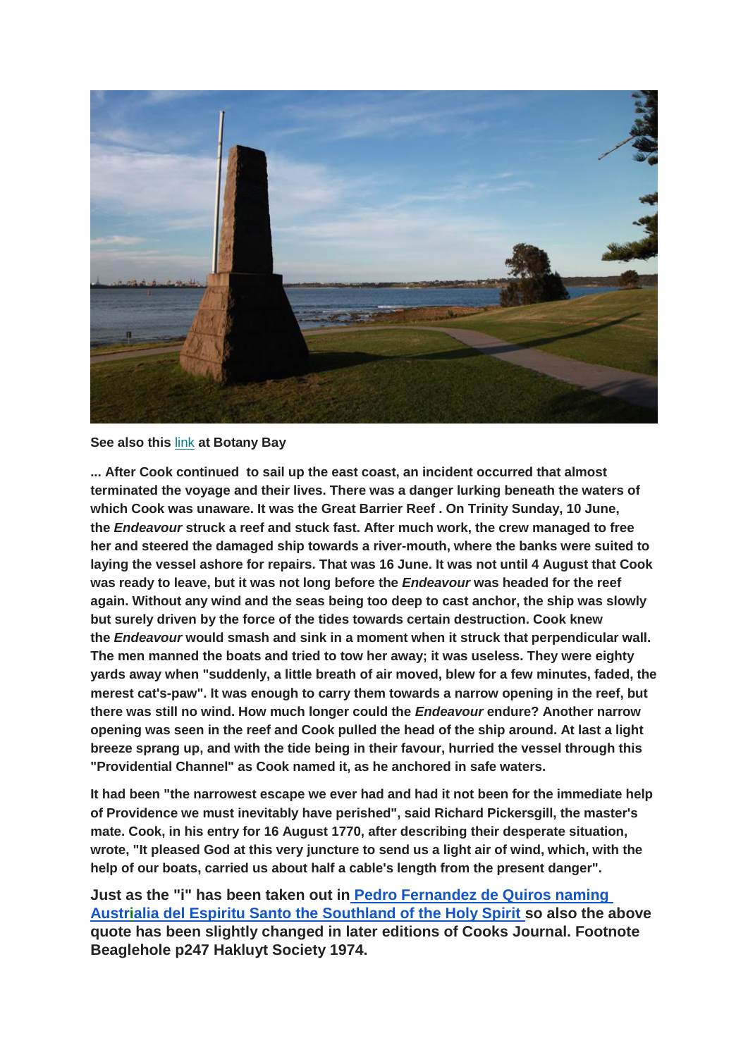**See also this link at Botany Bay**

**... After Cook continued to sail up the east coast, an incident occurred that almost terminated the voyage and their lives. There was a danger lurking beneath the waters of which Cook was unaware. It was the Great Barrier Reef . On Trinity Sunday, 10 June, the *Endeavour* struck a reef and stuck fast. After much work, the crew managed to free her and steered the damaged ship towards a river-mouth, where the banks were suited to laying the vessel ashore for repairs. That was 16 June. It was not until 4 August that Cook was ready to leave, but it was not long before the *Endeavour* was headed for the reef again. Without any wind and the seas being too deep to cast anchor, the ship was slowly but surely driven by the force of the tides towards certain destruction. Cook knew the *Endeavour* would smash and sink in a moment when it struck that perpendicular wall. The men manned the boats and tried to tow her away; it was useless. They were eighty yards away when "suddenly, a little breath of air moved, blew for a few minutes, faded, the merest cat's-paw". It was enough to carry them towards a narrow opening in the reef, but there was still no wind. How much longer could the *Endeavour* endure? Another narrow opening was seen in the reef and Cook pulled the head of the ship around. At last a light breeze sprang up, and with the tide being in their favour, hurried the vessel through this "Providential Channel" as Cook named it, as he anchored in safe waters.**

**It had been "the narrowest escape we ever had and had it not been for the immediate help of Providence we must inevitably have perished", said Richard Pickersgill, the master's mate. Cook, in his entry for 16 August 1770, after describing their desperate situation, wrote, "It pleased God at this very juncture to send us a light air of wind, which, with the help of our boats, carried us about half a cable's length from the present danger".**

**Just as the "i" has been taken out in Pedro Fernandez de Quiros naming Austrialia del Espiritu Santo the Southland of the Holy Spirit so also the above quote has been slightly changed in later editions of Cooks Journal. Footnote Beaglehole p247 Hakluyt Society 1974.**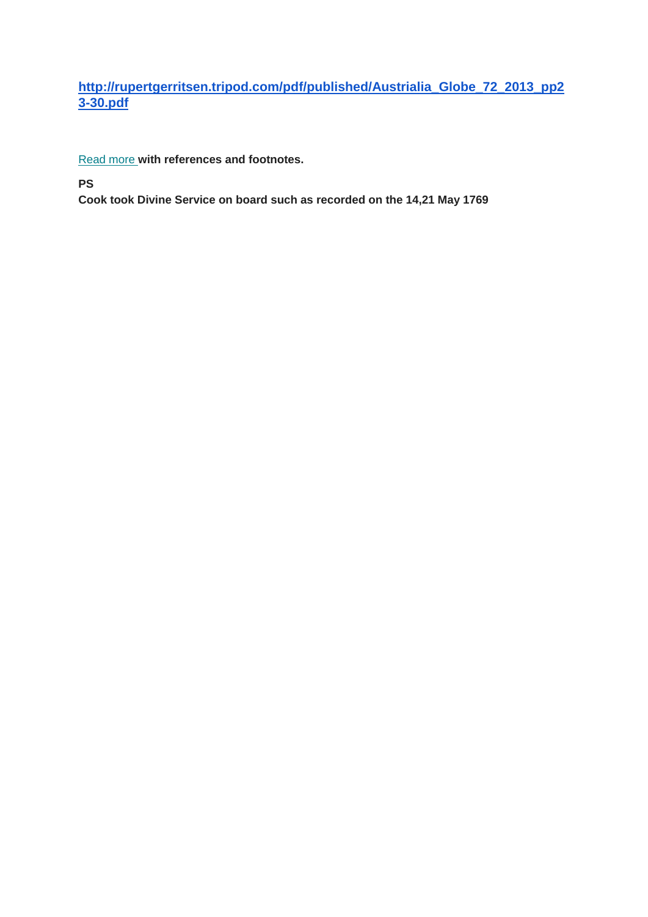**[http://rupertgerritsen.tripod.com/pdf/published/Austrialia_Globe_72_2013_pp23-30.pdf](http://rupertgerritsen.tripod.com/pdf/published/Austrialia_Globe_72_2013_pp23-30.pdf)**

Read more **with references and footnotes.**

**PS**
**Cook took Divine Service on board such as recorded on the 14,21 May 1769**